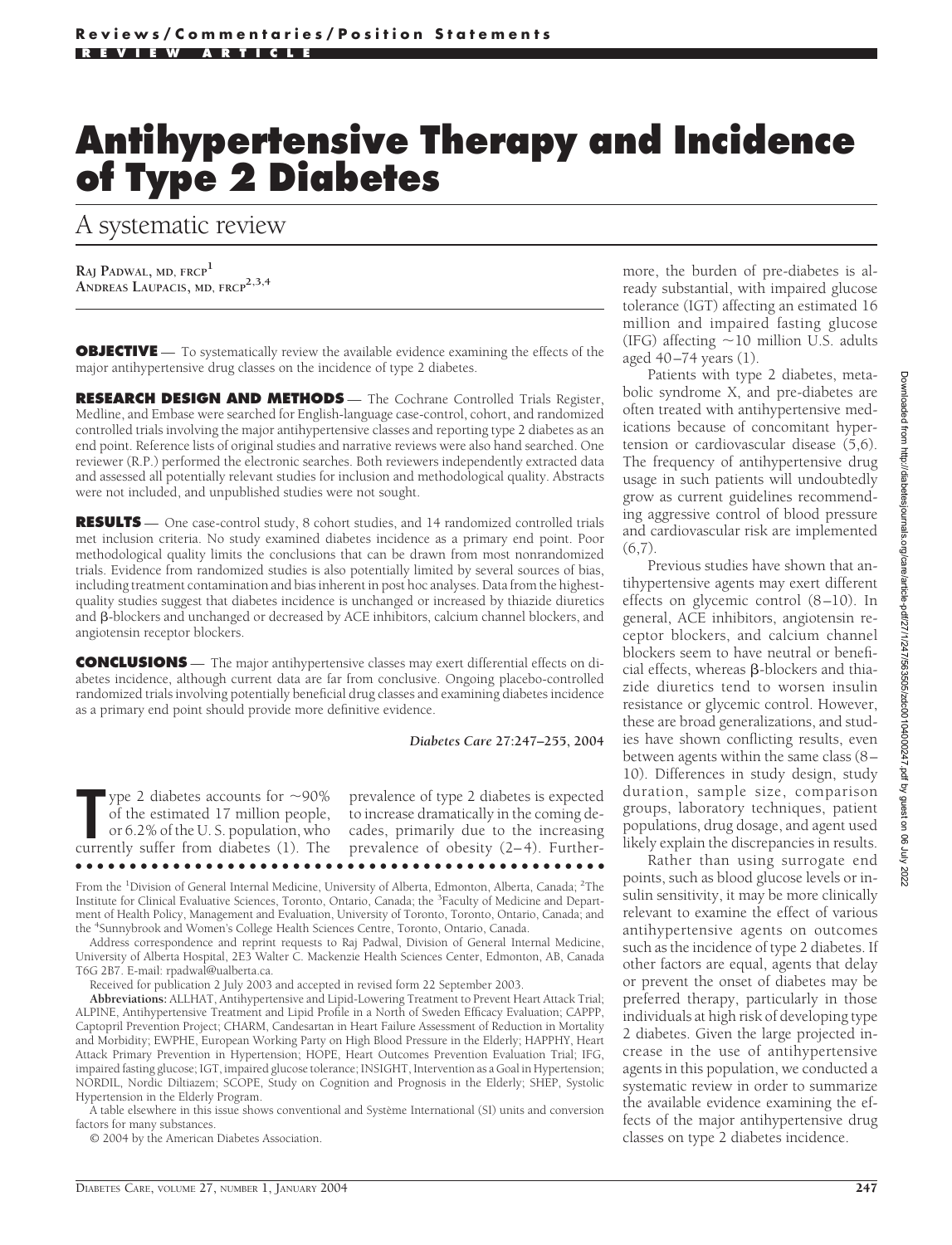Reviews/Commentaries/Position Statements

REVIEW ARTICLE

# Antihypertensive Therapy and Incidence of Type 2 Diabetes

## A systematic review

RAJ PADWAL, MD, FRCP[1]
ANDREAS LAUPACIS, MD, FRCP[2,3,4]

**OBJECTIVE** — To systematically review the available evidence examining the effects of the major antihypertensive drug classes on the incidence of type 2 diabetes.

**RESEARCH DESIGN AND METHODS** — The Cochrane Controlled Trials Register, Medline, and Embase were searched for English-language case-control, cohort, and randomized controlled trials involving the major antihypertensive classes and reporting type 2 diabetes as an end point. Reference lists of original studies and narrative reviews were also hand searched. One reviewer (R.P.) performed the electronic searches. Both reviewers independently extracted data and assessed all potentially relevant studies for inclusion and methodological quality. Abstracts were not included, and unpublished studies were not sought.

**RESULTS** — One case-control study, 8 cohort studies, and 14 randomized controlled trials met inclusion criteria. No study examined diabetes incidence as a primary end point. Poor methodological quality limits the conclusions that can be drawn from most nonrandomized trials. Evidence from randomized studies is also potentially limited by several sources of bias, including treatment contamination and bias inherent in post hoc analyses. Data from the highest-quality studies suggest that diabetes incidence is unchanged or increased by thiazide diuretics and β-blockers and unchanged or decreased by ACE inhibitors, calcium channel blockers, and angiotensin receptor blockers.

**CONCLUSIONS** — The major antihypertensive classes may exert differential effects on diabetes incidence, although current data are far from conclusive. Ongoing placebo-controlled randomized trials involving potentially beneficial drug classes and examining diabetes incidence as a primary end point should provide more definitive evidence.

*Diabetes Care* **27:247–255, 2004**

Type 2 diabetes accounts for ~90% of the estimated 17 million people, or 6.2% of the U. S. population, who currently suffer from diabetes (1). The prevalence of type 2 diabetes is expected to increase dramatically in the coming decades, primarily due to the increasing prevalence of obesity (2–4). Furthermore, the burden of pre-diabetes is already substantial, with impaired glucose tolerance (IGT) affecting an estimated 16 million and impaired fasting glucose (IFG) affecting ~10 million U.S. adults aged 40–74 years (1).

Patients with type 2 diabetes, metabolic syndrome X, and pre-diabetes are often treated with antihypertensive medications because of concomitant hypertension or cardiovascular disease (5,6). The frequency of antihypertensive drug usage in such patients will undoubtedly grow as current guidelines recommending aggressive control of blood pressure and cardiovascular risk are implemented (6,7).

Previous studies have shown that antihypertensive agents may exert different effects on glycemic control (8–10). In general, ACE inhibitors, angiotensin receptor blockers, and calcium channel blockers seem to have neutral or beneficial effects, whereas β-blockers and thiazide diuretics tend to worsen insulin resistance or glycemic control. However, these are broad generalizations, and studies have shown conflicting results, even between agents within the same class (8–10). Differences in study design, study duration, sample size, comparison groups, laboratory techniques, patient populations, drug dosage, and agent used likely explain the discrepancies in results.

Rather than using surrogate end points, such as blood glucose levels or insulin sensitivity, it may be more clinically relevant to examine the effect of various antihypertensive agents on outcomes such as the incidence of type 2 diabetes. If other factors are equal, agents that delay or prevent the onset of diabetes may be preferred therapy, particularly in those individuals at high risk of developing type 2 diabetes. Given the large projected increase in the use of antihypertensive agents in this population, we conducted a systematic review in order to summarize the available evidence examining the effects of the major antihypertensive drug classes on type 2 diabetes incidence.

From the [1]Division of General Internal Medicine, University of Alberta, Edmonton, Alberta, Canada; [2]The Institute for Clinical Evaluative Sciences, Toronto, Ontario, Canada; the [3]Faculty of Medicine and Department of Health Policy, Management and Evaluation, University of Toronto, Toronto, Ontario, Canada; and the [4]Sunnybrook and Women's College Health Sciences Centre, Toronto, Ontario, Canada.

Address correspondence and reprint requests to Raj Padwal, Division of General Internal Medicine, University of Alberta Hospital, 2E3 Walter C. Mackenzie Health Sciences Center, Edmonton, AB, Canada T6G 2B7. E-mail: rpadwal@ualberta.ca.

Received for publication 2 July 2003 and accepted in revised form 22 September 2003.

**Abbreviations:** ALLHAT, Antihypertensive and Lipid-Lowering Treatment to Prevent Heart Attack Trial; ALPINE, Antihypertensive Treatment and Lipid Profile in a North of Sweden Efficacy Evaluation; CAPPP, Captopril Prevention Project; CHARM, Candesartan in Heart Failure Assessment of Reduction in Mortality and Morbidity; EWPHE, European Working Party on High Blood Pressure in the Elderly; HAPPHY, Heart Attack Primary Prevention in Hypertension; HOPE, Heart Outcomes Prevention Evaluation Trial; IFG, impaired fasting glucose; IGT, impaired glucose tolerance; INSIGHT, Intervention as a Goal in Hypertension; NORDIL, Nordic Diltiazem; SCOPE, Study on Cognition and Prognosis in the Elderly; SHEP, Systolic Hypertension in the Elderly Program.

A table elsewhere in this issue shows conventional and Système International (SI) units and conversion factors for many substances.

© 2004 by the American Diabetes Association.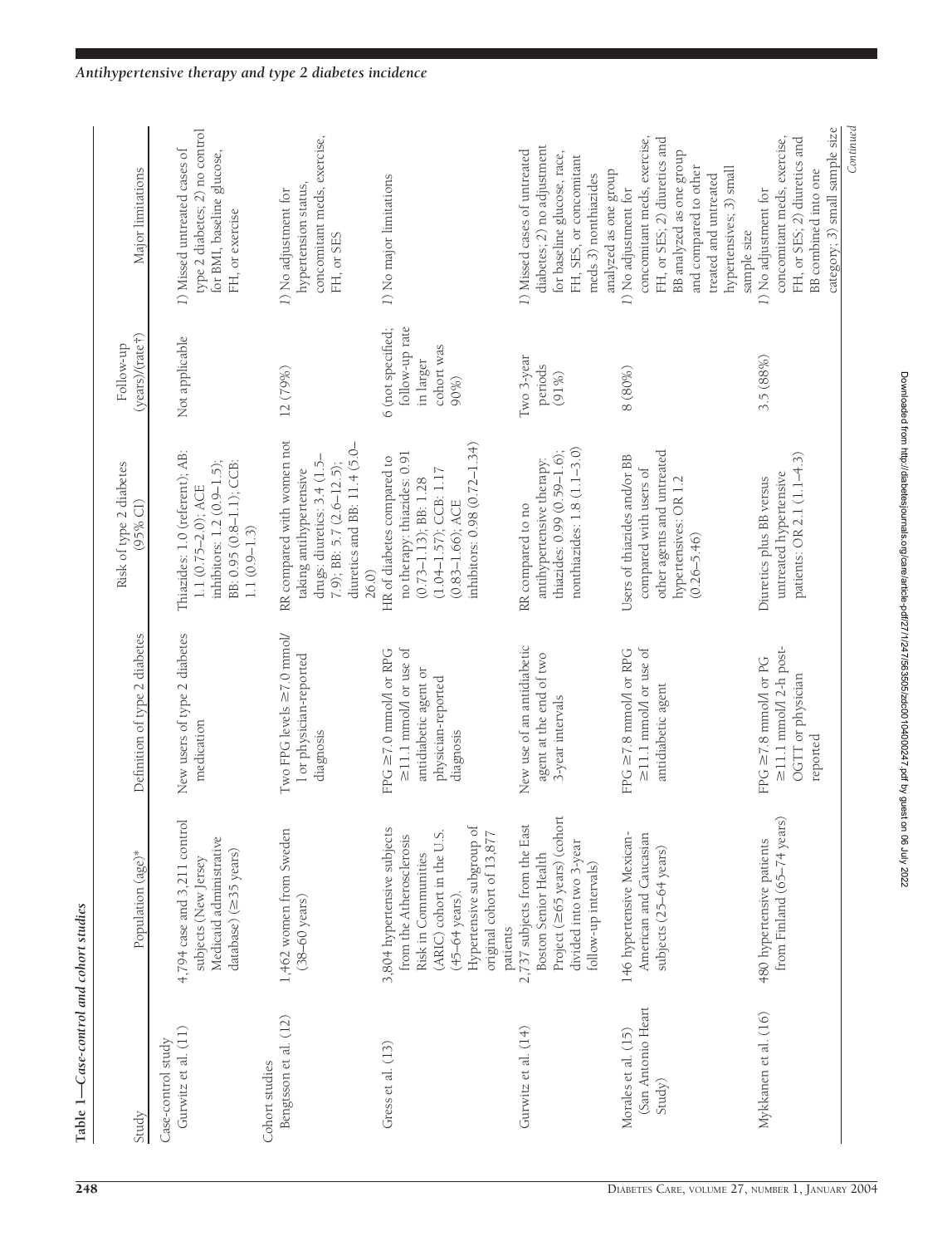**Table 1—*Case-control and cohort studies***

| Study | Population (age)* | Definition of type 2 diabetes | Risk of type 2 diabetes (95% CI) | Follow-up (years)/(rate†) | Major limitations |
|---|---|---|---|---|---|
| Case-control study | | | | | |
| Gurwitz et al. (11) | 4,794 case and 3,211 control subjects (New Jersey Medicaid administrative database) (≥35 years) | New users of type 2 diabetes medication | Thiazides: 1.0 (referent); AB: 1.1 (0.75–2.0); ACE inhibitors: 1.2 (0.9–1.5); BB: 0.95 (0.8–1.1); CCB: 1.1 (0.9–1.3) | Not applicable | *1)* Missed untreated cases of type 2 diabetes; *2)* no control for BMI, baseline glucose, FH, or exercise |
| Cohort studies | | | | | |
| Bengtsson et al. (12) | 1,462 women from Sweden (38–60 years) | Two FPG levels ≥7.0 mmol/l or physician-reported diagnosis | RR compared with women not taking antihypertensive drugs: diuretics: 3.4 (1.5–7.9); BB: 5.7 (2.6–12.5); diuretics and BB: 11.4 (5.0–26.0) | 12 (79%) | *1)* No adjustment for hypertension status, concomitant meds, exercise, FH, or SES |
| Gress et al. (13) | 3,804 hypertensive subjects from the Atherosclerosis Risk in Communities (ARIC) cohort in the U.S. (45–64 years). Hypertensive subgroup of original cohort of 13,877 patients | FPG ≥7.0 mmol/l or RPG ≥11.1 mmol/l or use of antidiabetic agent or physician-reported diagnosis | HR of diabetes compared to no therapy: thiazides: 0.91 (0.73–1.13); BB: 1.28 (1.04–1.57); CCB: 1.17 (0.83–1.66); ACE inhibitors: 0.98 (0.72–1.34) | 6 (not specified; follow-up rate in larger cohort was 90%) | *1)* No major limitations |
| Gurwitz et al. (14) | 2,737 subjects from the East Boston Senior Health Project (≥65 years) (cohort divided into two 3-year follow-up intervals) | New use of an antidiabetic agent at the end of two 3-year intervals | RR compared to no antihypertensive therapy: thiazides: 0.99 (0.59–1.6); nonthiazides: 1.8 (1.1–3.0) | Two 3-year periods (91%) | *1)* Missed cases of untreated diabetes; *2)* no adjustment for baseline glucose, race, FH, SES, or concomitant meds *3)* nonthiazides analyzed as one group |
| Morales et al. (15) (San Antonio Heart Study) | 146 hypertensive Mexican-American and Caucasian subjects (25–64 years) | FPG ≥7.8 mmol/l or RPG ≥11.1 mmol/l or use of antidiabetic agent | Users of thiazides and/or BB compared with users of other agents and untreated hypertensives: OR 1.2 (0.26–5.46) | 8 (80%) | *1)* No adjustment for concomitant meds, exercise, FH, or SES; *2)* diuretics and BB analyzed as one group and compared to other treated and untreated hypertensives; *3)* small sample size |
| Mykkanen et al. (16) | 480 hypertensive patients from Finland (65–74 years) | FPG ≥7.8 mmol/l or PG ≥11.1 mmol/l 2-h post-OGTT or physician reported | Diuretics plus BB versus untreated hypertensive patients: OR 2.1 (1.1–4.3) | 3.5 (88%) | *1)* No adjustment for concomitant meds, exercise, FH, or SES; *2)* diuretics and BB combined into one category; *3)* small sample size |

*Continued*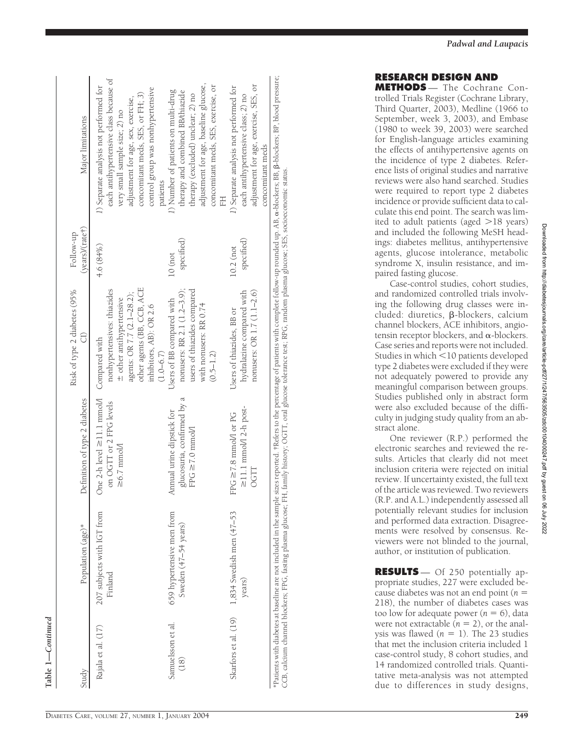**Table 1—Continued**

| Study | Population (age)* | Definition of type 2 diabetes | Risk of type 2 diabetes (95% CI) | Follow-up (years)/(rate†) | Major limitations |
|---|---|---|---|---|---|
| Rajala et al. (17) | 207 subjects with IGT from Finland | One 2-h level ≥11.1 mmol/l on OGTT or 2 FPG levels ≥6.7 mmol/l | Compared with nonhypertensives: thiazides ± other antihypertensive agents: OR 7.7 (2.1–28.2); other agents (BB, CCB, ACE inhibitors, AB): OR 2.6 (1.0–6.7) | 4.6 (84%) | 1) Separate analysis not performed for each antihypertensive class because of very small sample size; 2) no adjustment for age, sex, exercise, concomitant meds, SES, or FH; 3) control group was nonhypertensive patients |
| Samuelsson et al. (18) | 659 hypertensive men from Sweden (47–54 years) | Annual urine dipstick for glucosuria, confirmed by a FPG ≥7.0 mmol/l | Users of BB compared with nonusers: RR 2.1 (1.2–3.9); users of thiazides compared with nonusers: RR 0.74 (0.5–1.2) | 10 (not specified) | 1) Number of patients on multi-drug therapy and combined BB/thiazide therapy (excluded) unclear; 2) no adjustment for age, baseline glucose, concomitant meds, SES, exercise, or FH |
| Skarfors et al. (19) | 1,834 Swedish men (47–53 years) | FPG ≥7.8 mmol/l or PG ≥11.1 mmol/l 2-h post-OGTT | Users of thiazides, BB or hydralazine compared with nonusers: OR 1.7 (1.1–2.6) | 10.2 (not specified) | 1) Separate analysis not performed for each antihypertensive class; 2) no adjustment for age, exercise, SES, or concomitant meds |

*Patients with diabetes at baseline are not included in the sample sizes reported. †Refers to the percentage of patients with complete follow-up rounded up. AB, α-blockers; BB, β-blockers; BP, blood pressure; CCB, calcium channel blockers; FPG, fasting plasma glucose; FH, family history; OGTT, oral glucose tolerance test; RPG, random plasma glucose; SES, socioeconomic status.

## RESEARCH DESIGN AND METHODS

The Cochrane Controlled Trials Register (Cochrane Library, Third Quarter, 2003), Medline (1966 to September, week 3, 2003), and Embase (1980 to week 39, 2003) were searched for English-language articles examining the effects of antihypertensive agents on the incidence of type 2 diabetes. Reference lists of original studies and narrative reviews were also hand searched. Studies were required to report type 2 diabetes incidence or provide sufficient data to calculate this end point. The search was limited to adult patients (aged >18 years) and included the following MeSH headings: diabetes mellitus, antihypertensive agents, glucose intolerance, metabolic syndrome X, insulin resistance, and impaired fasting glucose.

Case-control studies, cohort studies, and randomized controlled trials involving the following drug classes were included: diuretics, β-blockers, calcium channel blockers, ACE inhibitors, angiotensin receptor blockers, and α-blockers. Case series and reports were not included. Studies in which <10 patients developed type 2 diabetes were excluded if they were not adequately powered to provide any meaningful comparison between groups. Studies published only in abstract form were also excluded because of the difficulty in judging study quality from an abstract alone.

One reviewer (R.P.) performed the electronic searches and reviewed the results. Articles that clearly did not meet inclusion criteria were rejected on initial review. If uncertainty existed, the full text of the article was reviewed. Two reviewers (R.P. and A.L.) independently assessed all potentially relevant studies for inclusion and performed data extraction. Disagreements were resolved by consensus. Reviewers were not blinded to the journal, author, or institution of publication.

## RESULTS

Of 250 potentially appropriate studies, 227 were excluded because diabetes was not an end point ($n$ = 218), the number of diabetes cases was too low for adequate power ($n$ = 6), data were not extractable ($n$ = 2), or the analysis was flawed ($n$ = 1). The 23 studies that met the inclusion criteria included 1 case-control study, 8 cohort studies, and 14 randomized controlled trials. Quantitative meta-analysis was not attempted due to differences in study designs,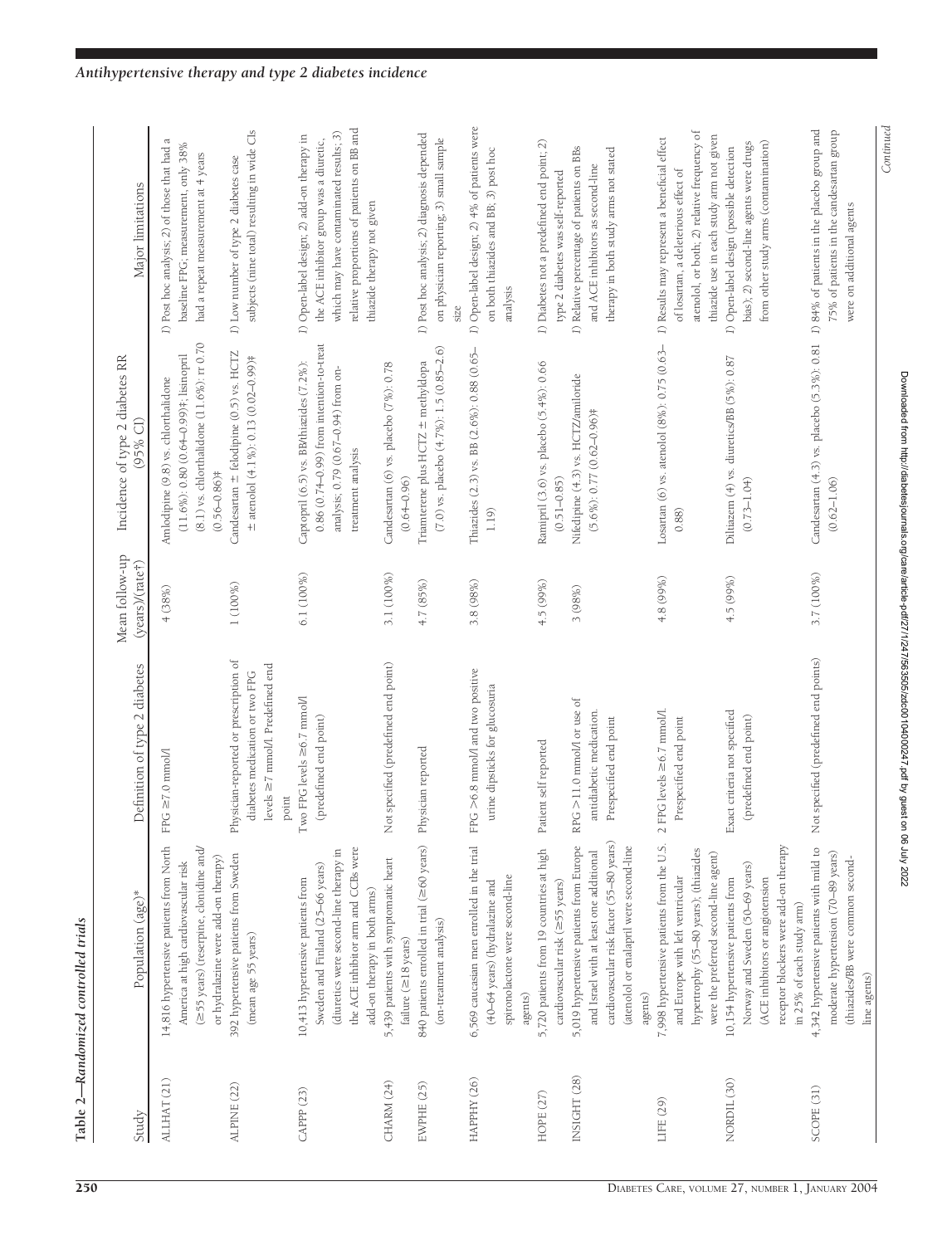**Table 2—Randomized controlled trials**

| Study | Population (age)* | Definition of type 2 diabetes | Mean follow-up (years)/(rate†) | Incidence of type 2 diabetes RR (95% CI) | Major limitations |
|---|---|---|---|---|---|
| ALLHAT (21) | 14,816 hypertensive patients from North America at high cardiovascular risk (≥55 years) (reserpine, clonidine and/or hydralazine were add-on therapy) | FPG ≥7.0 mmol/l | 4 (38%) | Amlodipine (9.8) vs. chlorthalidone (11.6%): 0.80 (0.64–0.99)‡; lisinopril (8.1) vs. chlorthalidone (11.6%): rr 0.70 (0.56–0.86)‡ | 1) Post hoc analysis; 2) of those that had a baseline FPG measurement, only 38% had a repeat measurement at 4 years |
| ALPINE (22) | 392 hypertensive patients from Sweden (mean age 55 years) | Physician-reported or prescription of diabetes medication or two FPG levels ≥7 mmol/l. Predefined end point | 1 (100%) | Candesartan ± felodipine (0.5) vs. HCTZ ± atenolol (4.1%): 0.13 (0.02–0.99)‡ | 1) Low number of type 2 diabetes case subjects (nine total) resulting in wide CIs |
| CAPPP (23) | 10,413 hypertensive patients from Sweden and Finland (25–66 years) (diuretics were second-line therapy in the ACE inhibitor arm and CCBs were add-on therapy in both arms) | Two FPG levels ≥6.7 mmol/l (predefined end point) | 6.1 (100%) | Captopril (6.5) vs. BB/thiazides (7.2%): 0.86 (0.74–0.99) from intention-to-treat analysis; 0.79 (0.67–0.94) from on-treatment analysis | 1) Open-label design; 2) add-on therapy in the ACE inhibitor group was a diuretic, which may have contaminated results; 3) relative proportions of patients on BB and thiazide therapy not given |
| CHARM (24) | 5,439 patients with symptomatic heart failure (≥18 years) | Not specified (predefined end point) | 3.1 (100%) | Candesartan (6) vs. placebo (7%): 0.78 (0.64–0.96) | |
| EWPHE (25) | 840 patients enrolled in trial (≥60 years) (on-treatment analysis) | Physician reported | 4.7 (85%) | Triamterene plus HCTZ ± methyldopa (7.0) vs. placebo (4.7%): 1.5 (0.85–2.6) | 1) Post hoc analysis; 2) diagnosis depended on physician reporting; 3) small sample size |
| HAPPHY (26) | 6,569 caucasian men enrolled in the trial (40–64 years) (hydralazine and spironolactone were second-line agents) | FPG >6.8 mmol/l and two positive urine dipsticks for glucosuria | 3.8 (98%) | Thiazides (2.3) vs. BB (2.6%): 0.88 (0.65–1.19) | 1) Open-label design; 2) 4% of patients were on both thiazides and BB; 3) post hoc analysis |
| HOPE (27) | 5,720 patients from 19 countries at high cardiovascular risk (≥55 years) | Patient self reported | 4.5 (99%) | Ramipril (3.6) vs. placebo (5.4%): 0.66 (0.51–0.85) | 1) Diabetes not a predefined end point; 2) type 2 diabetes was self-reported |
| INSIGHT (28) | 5,019 hypertensive patients from Europe and Israel with at least one additional cardiovascular risk factor (55–80 years) (atenolol or enalapril were second-line agents) | RPG >11.0 mmol/l or use of antidiabetic medication. Prespecified end point | 3 (98%) | Nifedipine (4.3) vs. HCTZ/amiloride (5.6%): 0.77 (0.62–0.96)‡ | 1) Relative percentage of patients on BBs and ACE inhibitors as second-line therapy in both study arms not stated |
| LIFE (29) | 7,998 hypertensive patients from the U.S. and Europe with left ventricular hypertrophy (55–80 years); (thiazides were the preferred second-line agent) | 2 FPG levels ≥6.7 mmol/l. Prespecified end point | 4.8 (99%) | Losartan (6) vs. atenolol (8%): 0.75 (0.63–0.88) | 1) Results may represent a beneficial effect of losartan, a deleterious effect of atenolol, or both; 2) relative frequency of thiazide use in each study arm not given |
| NORDIL (30) | 10,154 hypertensive patients from Norway and Sweden (50–69 years) (ACE inhibitors or angiotensin receptor blockers were add-on therapy in 25% of each study arm) | Exact criteria not specified (predefined end point) | 4.5 (99%) | Diltiazem (4) vs. diuretics/BB (5%): 0.87 (0.73–1.04) | 1) Open-label design (possible detection bias); 2) second-line agents were drugs from other study arms (contamination) |
| SCOPE (31) | 4,342 hypertensive patients with mild to moderate hypertension (70–89 years) (thiazides/BB were common second-line agents) | Not specified (predefined end points) | 3.7 (100%) | Candesartan (4.3) vs. placebo (5.3%): 0.81 (0.62–1.06) | 1) 84% of patients in the placebo group and 75% of patients in the candesartan group were on additional agents |

*Continued*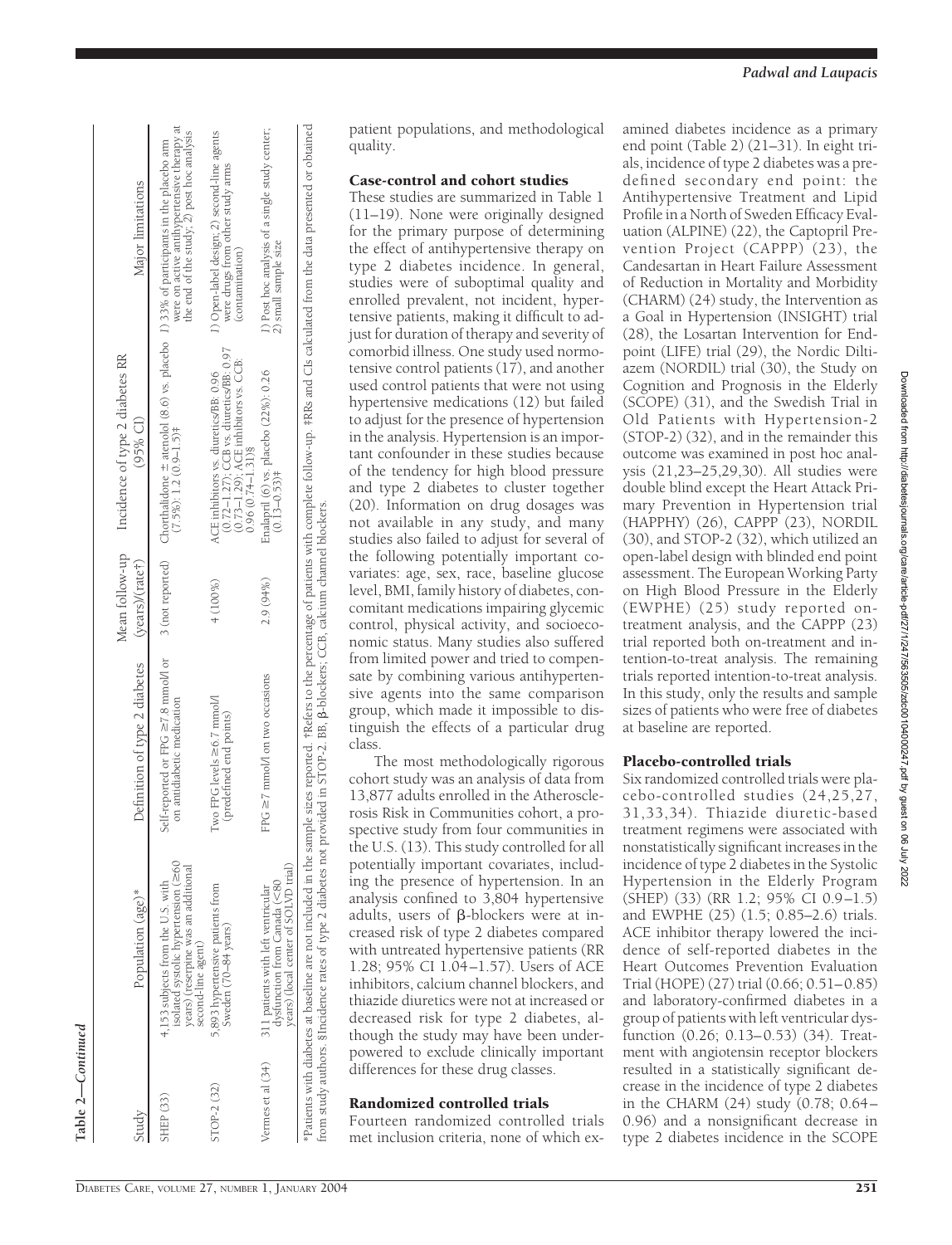**Table 2—Continued**

| Study | Population (age)* | Definition of type 2 diabetes | Mean follow-up (years)/(rate†) | Incidence of type 2 diabetes RR (95% CI) | Major limitations |
|---|---|---|---|---|---|
| SHEP (33) | 4,153 subjects from the U.S. with isolated systolic hypertension (≥60 years) (reserpine was an additional second-line agent) | Self-reported or FPG ≥7.8 mmol/l or on antidiabetic medication | 3 (not reported) | Chorthalidone ± atenolol (8.6) vs. placebo (7.5%): 1.2 (0.9–1.5)‡ | 1) 33% of participants in the placebo arm were on active antihypertensive therapy at the end of the study; 2) post hoc analysis |
| STOP-2 (32) | 5,893 hypertensive patients from Sweden (70–84 years) | Two FPG levels ≥6.7 mmol/l (predefined end points) | 4 (100%) | ACE inhibitors vs. diuretics/BB: 0.96 (0.72–1.27); CCB vs. diuretics/BB: 0.97 (0.73–1.29); ACE inhibitors vs. CCB: 0.96 (0.74–1.31)§ | 1) Open-label design; 2) second-line agents were drugs from other study arms (contamination) |
| Vermes et al (34) | 311 patients with left ventricular dysfunction from Canada (<80 years) (local center of SOLVD trial) | FPG ≥7 mmol/l on two occasions | 2.9 (94%) | Enalapril (6) vs. placebo (22%): 0.26 (0.13–0.53)‡ | 1) Post hoc analysis of a single study center; 2) small sample size |

*Patients with diabetes at baseline are not included in the sample sizes reported. †Refers to the percentage of patients with complete follow-up. ‡RRs and CIs calculated from the data presented or obtained from study authors. §Incidence rates of type 2 diabetes not provided in STOP-2. BB, β-blockers; CCB, calcium channel blockers.

patient populations, and methodological quality.

### Case-control and cohort studies

These studies are summarized in Table 1 (11–19). None were originally designed for the primary purpose of determining the effect of antihypertensive therapy on type 2 diabetes incidence. In general, studies were of suboptimal quality and enrolled prevalent, not incident, hypertensive patients, making it difficult to adjust for duration of therapy and severity of comorbid illness. One study used normotensive control patients (17), and another used control patients that were not using hypertensive medications (12) but failed to adjust for the presence of hypertension in the analysis. Hypertension is an important confounder in these studies because of the tendency for high blood pressure and type 2 diabetes to cluster together (20). Information on drug dosages was not available in any study, and many studies also failed to adjust for several of the following potentially important covariates: age, sex, race, baseline glucose level, BMI, family history of diabetes, concomitant medications impairing glycemic control, physical activity, and socioeconomic status. Many studies also suffered from limited power and tried to compensate by combining various antihypertensive agents into the same comparison group, which made it impossible to distinguish the effects of a particular drug class.

The most methodologically rigorous cohort study was an analysis of data from 13,877 adults enrolled in the Atherosclerosis Risk in Communities cohort, a prospective study from four communities in the U.S. (13). This study controlled for all potentially important covariates, including the presence of hypertension. In an analysis confined to 3,804 hypertensive adults, users of β-blockers were at increased risk of type 2 diabetes compared with untreated hypertensive patients (RR 1.28; 95% CI 1.04–1.57). Users of ACE inhibitors, calcium channel blockers, and thiazide diuretics were not at increased or decreased risk for type 2 diabetes, although the study may have been underpowered to exclude clinically important differences for these drug classes.

### Randomized controlled trials

Fourteen randomized controlled trials met inclusion criteria, none of which examined diabetes incidence as a primary end point (Table 2) (21–31). In eight trials, incidence of type 2 diabetes was a predefined secondary end point: the Antihypertensive Treatment and Lipid Profile in a North of Sweden Efficacy Evaluation (ALPINE) (22), the Captopril Prevention Project (CAPPP) (23), the Candesartan in Heart Failure Assessment of Reduction in Mortality and Morbidity (CHARM) (24) study, the Intervention as a Goal in Hypertension (INSIGHT) trial (28), the Losartan Intervention for Endpoint (LIFE) trial (29), the Nordic Diltiazem (NORDIL) trial (30), the Study on Cognition and Prognosis in the Elderly (SCOPE) (31), and the Swedish Trial in Old Patients with Hypertension-2 (STOP-2) (32), and in the remainder this outcome was examined in post hoc analysis (21,23–25,29,30). All studies were double blind except the Heart Attack Primary Prevention in Hypertension trial (HAPPHY) (26), CAPPP (23), NORDIL (30), and STOP-2 (32), which utilized an open-label design with blinded end point assessment. The European Working Party on High Blood Pressure in the Elderly (EWPHE) (25) study reported on-treatment analysis, and the CAPPP (23) trial reported both on-treatment and intention-to-treat analysis. The remaining trials reported intention-to-treat analysis. In this study, only the results and sample sizes of patients who were free of diabetes at baseline are reported.

### Placebo-controlled trials

Six randomized controlled trials were placebo-controlled studies (24,25,27,31,33,34). Thiazide diuretic-based treatment regimens were associated with nonstatistically significant increases in the incidence of type 2 diabetes in the Systolic Hypertension in the Elderly Program (SHEP) (33) (RR 1.2; 95% CI 0.9–1.5) and EWPHE (25) (1.5; 0.85–2.6) trials. ACE inhibitor therapy lowered the incidence of self-reported diabetes in the Heart Outcomes Prevention Evaluation Trial (HOPE) (27) trial (0.66; 0.51–0.85) and laboratory-confirmed diabetes in a group of patients with left ventricular dysfunction (0.26; 0.13–0.53) (34). Treatment with angiotensin receptor blockers resulted in a statistically significant decrease in the incidence of type 2 diabetes in the CHARM (24) study (0.78; 0.64–0.96) and a nonsignificant decrease in type 2 diabetes incidence in the SCOPE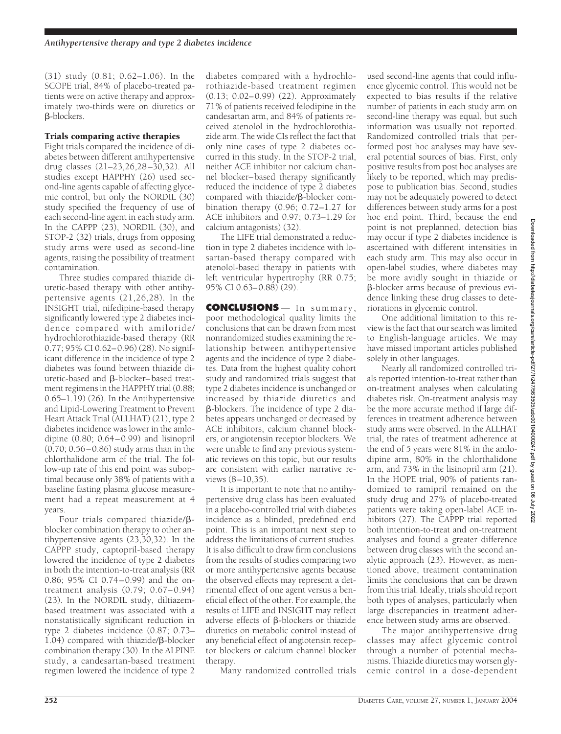(31) study (0.81; 0.62–1.06). In the SCOPE trial, 84% of placebo-treated patients were on active therapy and approximately two-thirds were on diuretics or β-blockers.

### Trials comparing active therapies

Eight trials compared the incidence of diabetes between different antihypertensive drug classes (21–23,26,28–30,32). All studies except HAPPHY (26) used second-line agents capable of affecting glycemic control, but only the NORDIL (30) study specified the frequency of use of each second-line agent in each study arm. In the CAPPP (23), NORDIL (30), and STOP-2 (32) trials, drugs from opposing study arms were used as second-line agents, raising the possibility of treatment contamination.

Three studies compared thiazide diuretic-based therapy with other antihypertensive agents (21,26,28). In the INSIGHT trial, nifedipine-based therapy significantly lowered type 2 diabetes incidence compared with amiloride/hydrochlorothiazide-based therapy (RR 0.77; 95% CI 0.62–0.96) (28). No significant difference in the incidence of type 2 diabetes was found between thiazide diuretic-based and β-blocker–based treatment regimens in the HAPPHY trial (0.88; 0.65–1.19) (26). In the Antihypertensive and Lipid-Lowering Treatment to Prevent Heart Attack Trial (ALLHAT) (21), type 2 diabetes incidence was lower in the amlodipine (0.80; 0.64–0.99) and lisinopril (0.70; 0.56–0.86) study arms than in the chlorthalidone arm of the trial. The follow-up rate of this end point was suboptimal because only 38% of patients with a baseline fasting plasma glucose measurement had a repeat measurement at 4 years.

Four trials compared thiazide/β-blocker combination therapy to other antihypertensive agents (23,30,32). In the CAPPP study, captopril-based therapy lowered the incidence of type 2 diabetes in both the intention-to-treat analysis (RR 0.86; 95% CI 0.74–0.99) and the on-treatment analysis (0.79; 0.67–0.94) (23). In the NORDIL study, diltiazem-based treatment was associated with a nonstatistically significant reduction in type 2 diabetes incidence (0.87; 0.73–1.04) compared with thiazide/β-blocker combination therapy (30). In the ALPINE study, a candesartan-based treatment regimen lowered the incidence of type 2 diabetes compared with a hydrochlorothiazide-based treatment regimen (0.13; 0.02–0.99) (22). Approximately 71% of patients received felodipine in the candesartan arm, and 84% of patients received atenolol in the hydrochlorothiazide arm. The wide CIs reflect the fact that only nine cases of type 2 diabetes occurred in this study. In the STOP-2 trial, neither ACE inhibitor nor calcium channel blocker–based therapy significantly reduced the incidence of type 2 diabetes compared with thiazide/β-blocker combination therapy (0.96; 0.72–1.27 for ACE inhibitors and 0.97; 0.73–1.29 for calcium antagonists) (32).

The LIFE trial demonstrated a reduction in type 2 diabetes incidence with losartan-based therapy compared with atenolol-based therapy in patients with left ventricular hypertrophy (RR 0.75; 95% CI 0.63–0.88) (29).

## CONCLUSIONS

In summary, poor methodological quality limits the conclusions that can be drawn from most nonrandomized studies examining the relationship between antihypertensive agents and the incidence of type 2 diabetes. Data from the highest quality cohort study and randomized trials suggest that type 2 diabetes incidence is unchanged or increased by thiazide diuretics and β-blockers. The incidence of type 2 diabetes appears unchanged or decreased by ACE inhibitors, calcium channel blockers, or angiotensin receptor blockers. We were unable to find any previous systematic reviews on this topic, but our results are consistent with earlier narrative reviews (8–10,35).

It is important to note that no antihypertensive drug class has been evaluated in a placebo-controlled trial with diabetes incidence as a blinded, predefined end point. This is an important next step to address the limitations of current studies. It is also difficult to draw firm conclusions from the results of studies comparing two or more antihypertensive agents because the observed effects may represent a detrimental effect of one agent versus a beneficial effect of the other. For example, the results of LIFE and INSIGHT may reflect adverse effects of β-blockers or thiazide diuretics on metabolic control instead of any beneficial effect of angiotensin receptor blockers or calcium channel blocker therapy.

Many randomized controlled trials used second-line agents that could influence glycemic control. This would not be expected to bias results if the relative number of patients in each study arm on second-line therapy was equal, but such information was usually not reported. Randomized controlled trials that performed post hoc analyses may have several potential sources of bias. First, only positive results from post hoc analyses are likely to be reported, which may predispose to publication bias. Second, studies may not be adequately powered to detect differences between study arms for a post hoc end point. Third, because the end point is not preplanned, detection bias may occur if type 2 diabetes incidence is ascertained with different intensities in each study arm. This may also occur in open-label studies, where diabetes may be more avidly sought in thiazide or β-blocker arms because of previous evidence linking these drug classes to deteriorations in glycemic control.

One additional limitation to this review is the fact that our search was limited to English-language articles. We may have missed important articles published solely in other languages.

Nearly all randomized controlled trials reported intention-to-treat rather than on-treatment analyses when calculating diabetes risk. On-treatment analysis may be the more accurate method if large differences in treatment adherence between study arms were observed. In the ALLHAT trial, the rates of treatment adherence at the end of 5 years were 81% in the amlodipine arm, 80% in the chlorthalidone arm, and 73% in the lisinopril arm (21). In the HOPE trial, 90% of patients randomized to ramipril remained on the study drug and 27% of placebo-treated patients were taking open-label ACE inhibitors (27). The CAPPP trial reported both intention-to-treat and on-treatment analyses and found a greater difference between drug classes with the second analytic approach (23). However, as mentioned above, treatment contamination limits the conclusions that can be drawn from this trial. Ideally, trials should report both types of analyses, particularly when large discrepancies in treatment adherence between study arms are observed.

The major antihypertensive drug classes may affect glycemic control through a number of potential mechanisms. Thiazide diuretics may worsen glycemic control in a dose-dependent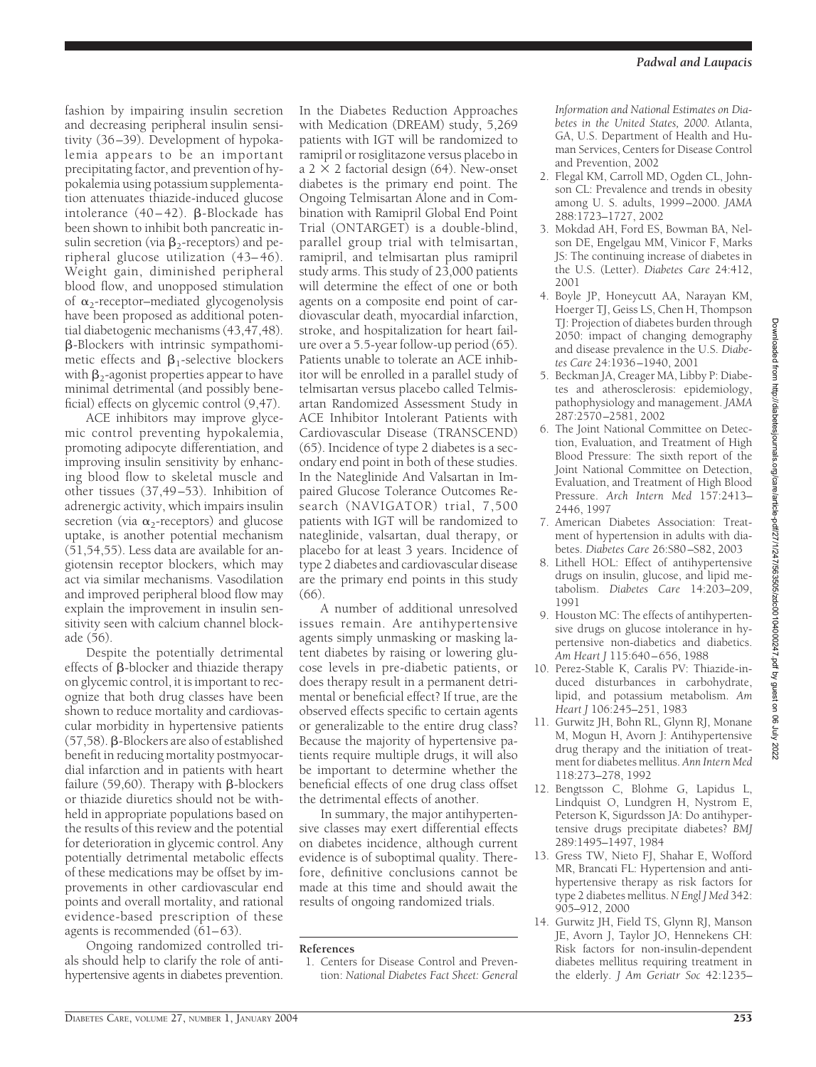fashion by impairing insulin secretion and decreasing peripheral insulin sensitivity (36–39). Development of hypokalemia appears to be an important precipitating factor, and prevention of hypokalemia using potassium supplementation attenuates thiazide-induced glucose intolerance (40–42). β-Blockade has been shown to inhibit both pancreatic insulin secretion (via $\beta_2$-receptors) and peripheral glucose utilization (43–46). Weight gain, diminished peripheral blood flow, and unopposed stimulation of $\alpha_2$-receptor–mediated glycogenolysis have been proposed as additional potential diabetogenic mechanisms (43,47,48). β-Blockers with intrinsic sympathomimetic effects and $\beta_1$-selective blockers with $\beta_2$-agonist properties appear to have minimal detrimental (and possibly beneficial) effects on glycemic control (9,47).

ACE inhibitors may improve glycemic control preventing hypokalemia, promoting adipocyte differentiation, and improving insulin sensitivity by enhancing blood flow to skeletal muscle and other tissues (37,49–53). Inhibition of adrenergic activity, which impairs insulin secretion (via $\alpha_2$-receptors) and glucose uptake, is another potential mechanism (51,54,55). Less data are available for angiotensin receptor blockers, which may act via similar mechanisms. Vasodilation and improved peripheral blood flow may explain the improvement in insulin sensitivity seen with calcium channel blockade (56).

Despite the potentially detrimental effects of β-blocker and thiazide therapy on glycemic control, it is important to recognize that both drug classes have been shown to reduce mortality and cardiovascular morbidity in hypertensive patients (57,58). β-Blockers are also of established benefit in reducing mortality postmyocardial infarction and in patients with heart failure (59,60). Therapy with β-blockers or thiazide diuretics should not be withheld in appropriate populations based on the results of this review and the potential for deterioration in glycemic control. Any potentially detrimental metabolic effects of these medications may be offset by improvements in other cardiovascular end points and overall mortality, and rational evidence-based prescription of these agents is recommended (61–63).

Ongoing randomized controlled trials should help to clarify the role of antihypertensive agents in diabetes prevention. In the Diabetes Reduction Approaches with Medication (DREAM) study, 5,269 patients with IGT will be randomized to ramipril or rosiglitazone versus placebo in a 2 × 2 factorial design (64). New-onset diabetes is the primary end point. The Ongoing Telmisartan Alone and in Combination with Ramipril Global End Point Trial (ONTARGET) is a double-blind, parallel group trial with telmisartan, ramipril, and telmisartan plus ramipril study arms. This study of 23,000 patients will determine the effect of one or both agents on a composite end point of cardiovascular death, myocardial infarction, stroke, and hospitalization for heart failure over a 5.5-year follow-up period (65). Patients unable to tolerate an ACE inhibitor will be enrolled in a parallel study of telmisartan versus placebo called Telmisartan Randomized Assessment Study in ACE Inhibitor Intolerant Patients with Cardiovascular Disease (TRANSCEND) (65). Incidence of type 2 diabetes is a secondary end point in both of these studies. In the Nateglinide And Valsartan in Impaired Glucose Tolerance Outcomes Research (NAVIGATOR) trial, 7,500 patients with IGT will be randomized to nateglinide, valsartan, dual therapy, or placebo for at least 3 years. Incidence of type 2 diabetes and cardiovascular disease are the primary end points in this study (66).

A number of additional unresolved issues remain. Are antihypertensive agents simply unmasking or masking latent diabetes by raising or lowering glucose levels in pre-diabetic patients, or does therapy result in a permanent detrimental or beneficial effect? If true, are the observed effects specific to certain agents or generalizable to the entire drug class? Because the majority of hypertensive patients require multiple drugs, it will also be important to determine whether the beneficial effects of one drug class offset the detrimental effects of another.

In summary, the major antihypertensive classes may exert differential effects on diabetes incidence, although current evidence is of suboptimal quality. Therefore, definitive conclusions cannot be made at this time and should await the results of ongoing randomized trials.

## References

1. Centers for Disease Control and Prevention: *National Diabetes Fact Sheet: General Information and National Estimates on Diabetes in the United States, 2000.* Atlanta, GA, U.S. Department of Health and Human Services, Centers for Disease Control and Prevention, 2002
2. Flegal KM, Carroll MD, Ogden CL, Johnson CL: Prevalence and trends in obesity among U. S. adults, 1999–2000. *JAMA* 288:1723–1727, 2002
3. Mokdad AH, Ford ES, Bowman BA, Nelson DE, Engelgau MM, Vinicor F, Marks JS: The continuing increase of diabetes in the U.S. (Letter). *Diabetes Care* 24:412, 2001
4. Boyle JP, Honeycutt AA, Narayan KM, Hoerger TJ, Geiss LS, Chen H, Thompson TJ: Projection of diabetes burden through 2050: impact of changing demography and disease prevalence in the U.S. *Diabetes Care* 24:1936–1940, 2001
5. Beckman JA, Creager MA, Libby P: Diabetes and atherosclerosis: epidemiology, pathophysiology and management. *JAMA* 287:2570–2581, 2002
6. The Joint National Committee on Detection, Evaluation, and Treatment of High Blood Pressure: The sixth report of the Joint National Committee on Detection, Evaluation, and Treatment of High Blood Pressure. *Arch Intern Med* 157:2413–2446, 1997
7. American Diabetes Association: Treatment of hypertension in adults with diabetes. *Diabetes Care* 26:S80–S82, 2003
8. Lithell HOL: Effect of antihypertensive drugs on insulin, glucose, and lipid metabolism. *Diabetes Care* 14:203–209, 1991
9. Houston MC: The effects of antihypertensive drugs on glucose intolerance in hypertensive non-diabetics and diabetics. *Am Heart J* 115:640–656, 1988
10. Perez-Stable K, Caralis PV: Thiazide-induced disturbances in carbohydrate, lipid, and potassium metabolism. *Am Heart J* 106:245–251, 1983
11. Gurwitz JH, Bohn RL, Glynn RJ, Monane M, Mogun H, Avorn J: Antihypertensive drug therapy and the initiation of treatment for diabetes mellitus. *Ann Intern Med* 118:273–278, 1992
12. Bengtsson C, Blohme G, Lapidus L, Lindquist O, Lundgren H, Nystrom E, Peterson K, Sigurdsson JA: Do antihypertensive drugs precipitate diabetes? *BMJ* 289:1495–1497, 1984
13. Gress TW, Nieto FJ, Shahar E, Wofford MR, Brancati FL: Hypertension and antihypertensive therapy as risk factors for type 2 diabetes mellitus. *N Engl J Med* 342:905–912, 2000
14. Gurwitz JH, Field TS, Glynn RJ, Manson JE, Avorn J, Taylor JO, Hennekens CH: Risk factors for non-insulin-dependent diabetes mellitus requiring treatment in the elderly. *J Am Geriatr Soc* 42:1235–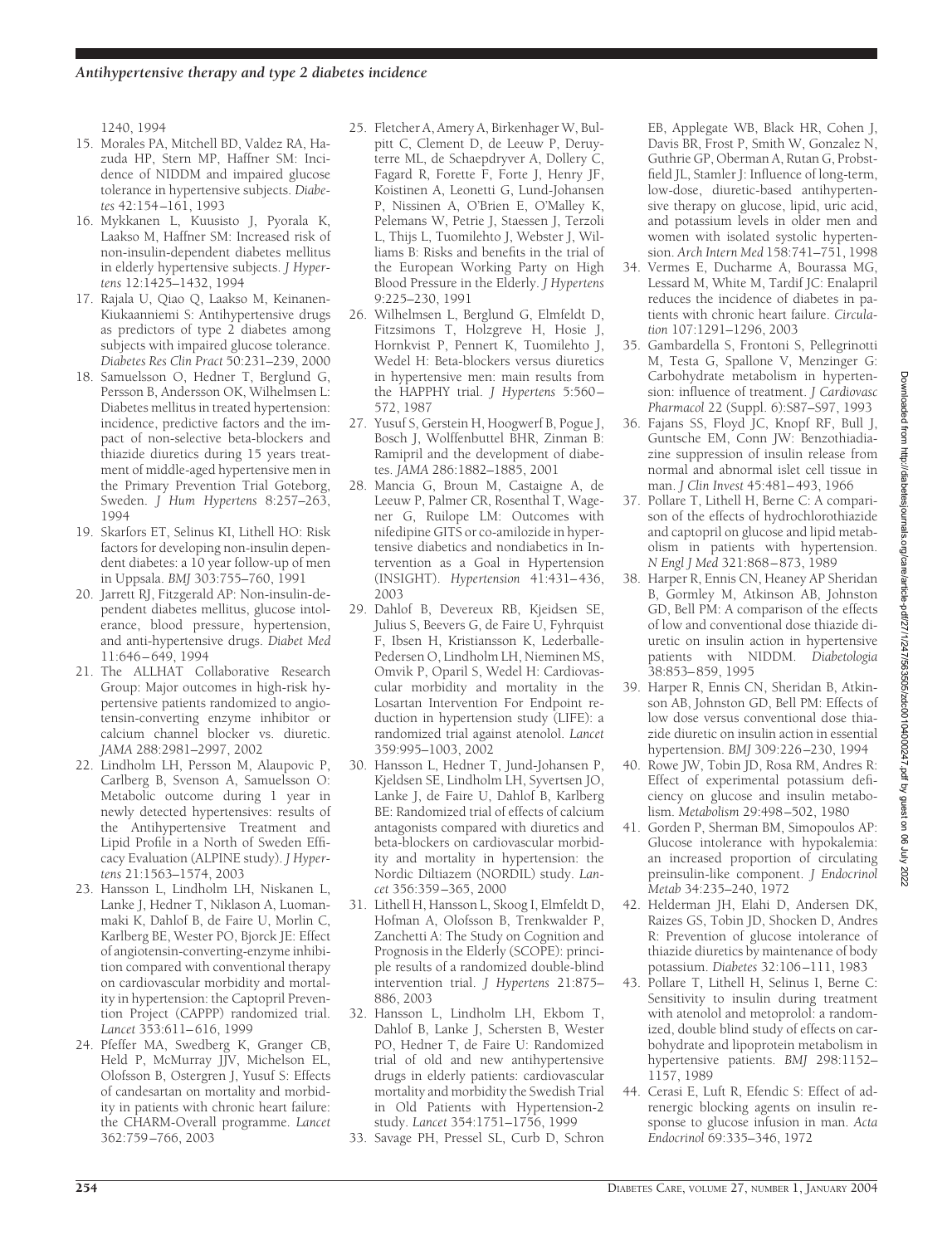1240, 1994

15. Morales PA, Mitchell BD, Valdez RA, Hazuda HP, Stern MP, Haffner SM: Incidence of NIDDM and impaired glucose tolerance in hypertensive subjects. *Diabetes* 42:154–161, 1993
16. Mykkanen L, Kuusisto J, Pyorala K, Laakso M, Haffner SM: Increased risk of non-insulin-dependent diabetes mellitus in elderly hypertensive subjects. *J Hypertens* 12:1425–1432, 1994
17. Rajala U, Qiao Q, Laakso M, Keinanen-Kiukaanniemi S: Antihypertensive drugs as predictors of type 2 diabetes among subjects with impaired glucose tolerance. *Diabetes Res Clin Pract* 50:231–239, 2000
18. Samuelsson O, Hedner T, Berglund G, Persson B, Andersson OK, Wilhelmsen L: Diabetes mellitus in treated hypertension: incidence, predictive factors and the impact of non-selective beta-blockers and thiazide diuretics during 15 years treatment of middle-aged hypertensive men in the Primary Prevention Trial Goteborg, Sweden. *J Hum Hypertens* 8:257–263, 1994
19. Skarfors ET, Selinus KI, Lithell HO: Risk factors for developing non-insulin dependent diabetes: a 10 year follow-up of men in Uppsala. *BMJ* 303:755–760, 1991
20. Jarrett RJ, Fitzgerald AP: Non-insulin-dependent diabetes mellitus, glucose intolerance, blood pressure, hypertension, and anti-hypertensive drugs. *Diabet Med* 11:646–649, 1994
21. The ALLHAT Collaborative Research Group: Major outcomes in high-risk hypertensive patients randomized to angiotensin-converting enzyme inhibitor or calcium channel blocker vs. diuretic. *JAMA* 288:2981–2997, 2002
22. Lindholm LH, Persson M, Alaupovic P, Carlberg B, Svenson A, Samuelsson O: Metabolic outcome during 1 year in newly detected hypertensives: results of the Antihypertensive Treatment and Lipid Profile in a North of Sweden Efficacy Evaluation (ALPINE study). *J Hypertens* 21:1563–1574, 2003
23. Hansson L, Lindholm LH, Niskanen L, Lanke J, Hedner T, Niklason A, Luomanmaki K, Dahlof B, de Faire U, Morlin C, Karlberg BE, Wester PO, Bjorck JE: Effect of angiotensin-converting-enzyme inhibition compared with conventional therapy on cardiovascular morbidity and mortality in hypertension: the Captopril Prevention Project (CAPPP) randomized trial. *Lancet* 353:611–616, 1999
24. Pfeffer MA, Swedberg K, Granger CB, Held P, McMurray JJV, Michelson EL, Olofsson B, Ostergren J, Yusuf S: Effects of candesartan on mortality and morbidity in patients with chronic heart failure: the CHARM-Overall programme. *Lancet* 362:759–766, 2003
25. Fletcher A, Amery A, Birkenhager W, Bulpitt C, Clement D, de Leeuw P, Deruyterre ML, de Schaepdryver A, Dollery C, Fagard R, Forette F, Forte J, Henry JF, Koistinen A, Leonetti G, Lund-Johansen P, Nissinen A, O'Brien E, O'Malley K, Pelemans W, Petrie J, Staessen J, Terzoli L, Thijs L, Tuomilehto J, Webster J, Williams B: Risks and benefits in the trial of the European Working Party on High Blood Pressure in the Elderly. *J Hypertens* 9:225–230, 1991
26. Wilhelmsen L, Berglund G, Elmfeldt D, Fitzsimons T, Holzgreve H, Hosie J, Hornkvist P, Pennert K, Tuomilehto J, Wedel H: Beta-blockers versus diuretics in hypertensive men: main results from the HAPPHY trial. *J Hypertens* 5:560–572, 1987
27. Yusuf S, Gerstein H, Hoogwerf B, Pogue J, Bosch J, Wolffenbuttel BHR, Zinman B: Ramipril and the development of diabetes. *JAMA* 286:1882–1885, 2001
28. Mancia G, Broun M, Castaigne A, de Leeuw P, Palmer CR, Rosenthal T, Wagener G, Ruilope LM: Outcomes with nifedipine GITS or co-amilozide in hypertensive diabetics and nondiabetics in Intervention as a Goal in Hypertension (INSIGHT). *Hypertension* 41:431–436, 2003
29. Dahlof B, Devereux RB, Kjeidsen SE, Julius S, Beevers G, de Faire U, Fyhrquist F, Ibsen H, Kristiansson K, Lederballe-Pedersen O, Lindholm LH, Nieminen MS, Omvik P, Oparil S, Wedel H: Cardiovascular morbidity and mortality in the Losartan Intervention For Endpoint reduction in hypertension study (LIFE): a randomized trial against atenolol. *Lancet* 359:995–1003, 2002
30. Hansson L, Hedner T, Jund-Johansen P, Kjeldsen SE, Lindholm LH, Syvertsen JO, Lanke J, de Faire U, Dahlof B, Karlberg BE: Randomized trial of effects of calcium antagonists compared with diuretics and beta-blockers on cardiovascular morbidity and mortality in hypertension: the Nordic Diltiazem (NORDIL) study. *Lancet* 356:359–365, 2000
31. Lithell H, Hansson L, Skoog I, Elmfeldt D, Hofman A, Olofsson B, Trenkwalder P, Zanchetti A: The Study on Cognition and Prognosis in the Elderly (SCOPE): principle results of a randomized double-blind intervention trial. *J Hypertens* 21:875–886, 2003
32. Hansson L, Lindholm LH, Ekbom T, Dahlof B, Lanke J, Schersten B, Wester PO, Hedner T, de Faire U: Randomized trial of old and new antihypertensive drugs in elderly patients: cardiovascular mortality and morbidity the Swedish Trial in Old Patients with Hypertension-2 study. *Lancet* 354:1751–1756, 1999
33. Savage PH, Pressel SL, Curb D, Schron EB, Applegate WB, Black HR, Cohen J, Davis BR, Frost P, Smith W, Gonzalez N, Guthrie GP, Oberman A, Rutan G, Probstfield JL, Stamler J: Influence of long-term, low-dose, diuretic-based antihypertensive therapy on glucose, lipid, uric acid, and potassium levels in older men and women with isolated systolic hypertension. *Arch Intern Med* 158:741–751, 1998
34. Vermes E, Ducharme A, Bourassa MG, Lessard M, White M, Tardif JC: Enalapril reduces the incidence of diabetes in patients with chronic heart failure. *Circulation* 107:1291–1296, 2003
35. Gambardella S, Frontoni S, Pellegrinotti M, Testa G, Spallone V, Menzinger G: Carbohydrate metabolism in hypertension: influence of treatment. *J Cardiovasc Pharmacol* 22 (Suppl. 6):S87–S97, 1993
36. Fajans SS, Floyd JC, Knopf RF, Bull J, Guntsche EM, Conn JW: Benzothiadiazine suppression of insulin release from normal and abnormal islet cell tissue in man. *J Clin Invest* 45:481–493, 1966
37. Pollare T, Lithell H, Berne C: A comparison of the effects of hydrochlorothiazide and captopril on glucose and lipid metabolism in patients with hypertension. *N Engl J Med* 321:868–873, 1989
38. Harper R, Ennis CN, Heaney AP Sheridan B, Gormley M, Atkinson AB, Johnston GD, Bell PM: A comparison of the effects of low and conventional dose thiazide diuretic on insulin action in hypertensive patients with NIDDM. *Diabetologia* 38:853–859, 1995
39. Harper R, Ennis CN, Sheridan B, Atkinson AB, Johnston GD, Bell PM: Effects of low dose versus conventional dose thiazide diuretic on insulin action in essential hypertension. *BMJ* 309:226–230, 1994
40. Rowe JW, Tobin JD, Rosa RM, Andres R: Effect of experimental potassium deficiency on glucose and insulin metabolism. *Metabolism* 29:498–502, 1980
41. Gorden P, Sherman BM, Simopoulos AP: Glucose intolerance with hypokalemia: an increased proportion of circulating preinsulin-like component. *J Endocrinol Metab* 34:235–240, 1972
42. Helderman JH, Elahi D, Andersen DK, Raizes GS, Tobin JD, Shocken D, Andres R: Prevention of glucose intolerance of thiazide diuretics by maintenance of body potassium. *Diabetes* 32:106–111, 1983
43. Pollare T, Lithell H, Selinus I, Berne C: Sensitivity to insulin during treatment with atenolol and metoprolol: a randomized, double blind study of effects on carbohydrate and lipoprotein metabolism in hypertensive patients. *BMJ* 298:1152–1157, 1989
44. Cerasi E, Luft R, Efendic S: Effect of adrenergic blocking agents on insulin response to glucose infusion in man. *Acta Endocrinol* 69:335–346, 1972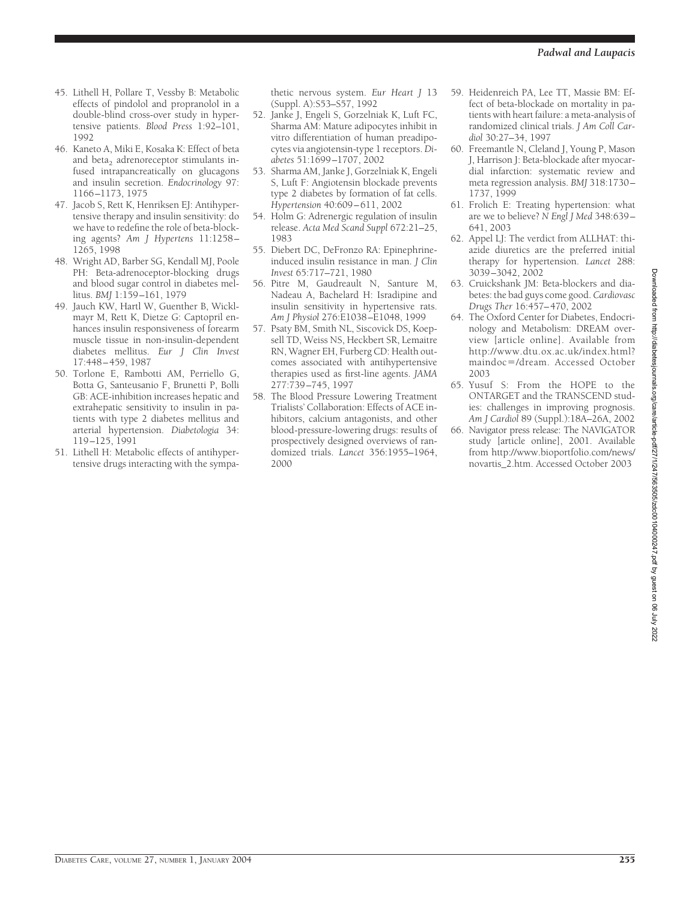45. Lithell H, Pollare T, Vessby B: Metabolic effects of pindolol and propranolol in a double-blind cross-over study in hypertensive patients. *Blood Press* 1:92–101, 1992
46. Kaneto A, Miki E, Kosaka K: Effect of beta and beta$_2$ adrenoreceptor stimulants infused intrapancreatically on glucagons and insulin secretion. *Endocrinology* 97: 1166–1173, 1975
47. Jacob S, Rett K, Henriksen EJ: Antihypertensive therapy and insulin sensitivity: do we have to redefine the role of beta-blocking agents? *Am J Hypertens* 11:1258–1265, 1998
48. Wright AD, Barber SG, Kendall MJ, Poole PH: Beta-adrenoceptor-blocking drugs and blood sugar control in diabetes mellitus. *BMJ* 1:159–161, 1979
49. Jauch KW, Hartl W, Guenther B, Wicklmayr M, Rett K, Dietze G: Captopril enhances insulin responsiveness of forearm muscle tissue in non-insulin-dependent diabetes mellitus. *Eur J Clin Invest* 17:448–459, 1987
50. Torlone E, Rambotti AM, Perriello G, Botta G, Santeusanio F, Brunetti P, Bolli GB: ACE-inhibition increases hepatic and extrahepatic sensitivity to insulin in patients with type 2 diabetes mellitus and arterial hypertension. *Diabetologia* 34: 119–125, 1991
51. Lithell H: Metabolic effects of antihypertensive drugs interacting with the sympathetic nervous system. *Eur Heart J* 13 (Suppl. A):S53–S57, 1992
52. Janke J, Engeli S, Gorzelniak K, Luft FC, Sharma AM: Mature adipocytes inhibit in vitro differentiation of human preadipocytes via angiotensin-type 1 receptors. *Diabetes* 51:1699–1707, 2002
53. Sharma AM, Janke J, Gorzelniak K, Engeli S, Luft F: Angiotensin blockade prevents type 2 diabetes by formation of fat cells. *Hypertension* 40:609–611, 2002
54. Holm G: Adrenergic regulation of insulin release. *Acta Med Scand Suppl* 672:21–25, 1983
55. Diebert DC, DeFronzo RA: Epinephrine-induced insulin resistance in man. *J Clin Invest* 65:717–721, 1980
56. Pitre M, Gaudreault N, Santure M, Nadeau A, Bachelard H: Isradipine and insulin sensitivity in hypertensive rats. *Am J Physiol* 276:E1038–E1048, 1999
57. Psaty BM, Smith NL, Siscovick DS, Koepsell TD, Weiss NS, Heckbert SR, Lemaitre RN, Wagner EH, Furberg CD: Health outcomes associated with antihypertensive therapies used as first-line agents. *JAMA* 277:739–745, 1997
58. The Blood Pressure Lowering Treatment Trialists' Collaboration: Effects of ACE inhibitors, calcium antagonists, and other blood-pressure-lowering drugs: results of prospectively designed overviews of randomized trials. *Lancet* 356:1955–1964, 2000
59. Heidenreich PA, Lee TT, Massie BM: Effect of beta-blockade on mortality in patients with heart failure: a meta-analysis of randomized clinical trials. *J Am Coll Cardiol* 30:27–34, 1997
60. Freemantle N, Cleland J, Young P, Mason J, Harrison J: Beta-blockade after myocardial infarction: systematic review and meta regression analysis. *BMJ* 318:1730–1737, 1999
61. Frolich E: Treating hypertension: what are we to believe? *N Engl J Med* 348:639–641, 2003
62. Appel LJ: The verdict from ALLHAT: thiazide diuretics are the preferred initial therapy for hypertension. *Lancet* 288: 3039–3042, 2002
63. Cruickshank JM: Beta-blockers and diabetes: the bad guys come good. *Cardiovasc Drugs Ther* 16:457–470, 2002
64. The Oxford Center for Diabetes, Endocrinology and Metabolism: DREAM overview [article online]. Available from http://www.dtu.ox.ac.uk/index.html?maindoc=/dream. Accessed October 2003
65. Yusuf S: From the HOPE to the ONTARGET and the TRANSCEND studies: challenges in improving prognosis. *Am J Cardiol* 89 (Suppl.):18A–26A, 2002
66. Navigator press release: The NAVIGATOR study [article online], 2001. Available from http://www.bioportfolio.com/news/novartis_2.htm. Accessed October 2003